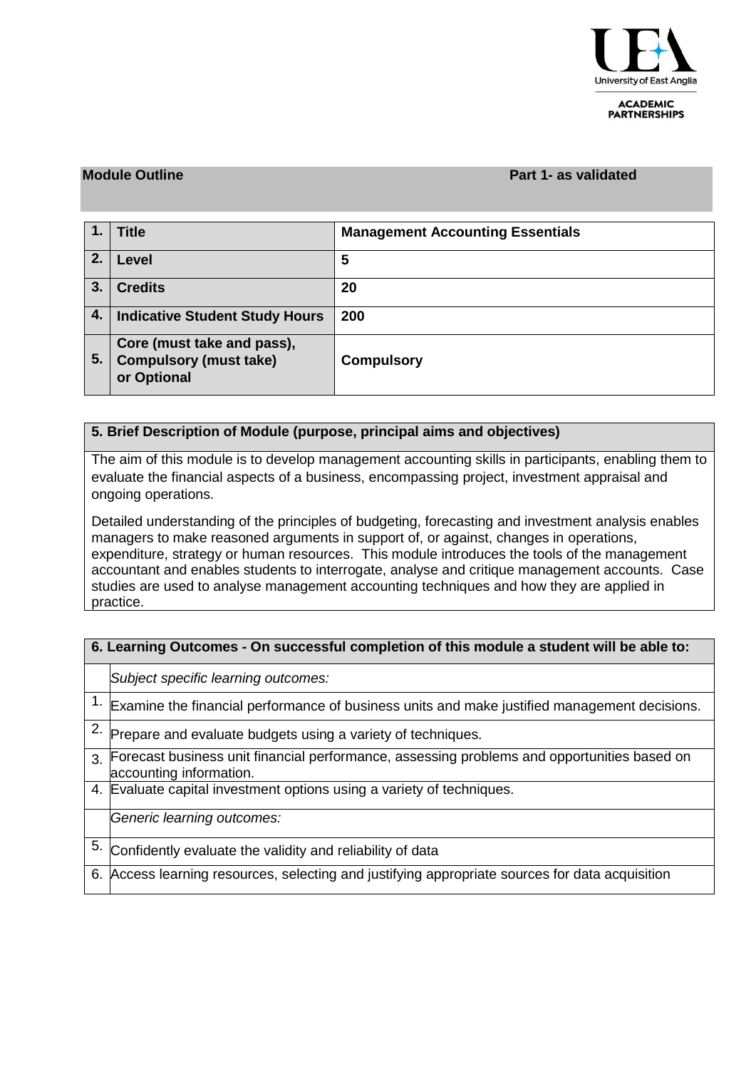University of East Anglia

ACADEMIC PARTNERSHIPS

**Module Outline** **Part 1- as validated**

| | | |
|---|---|---|
| **1.** | **Title** | **Management Accounting Essentials** |
| **2.** | **Level** | **5** |
| **3.** | **Credits** | **20** |
| **4.** | **Indicative Student Study Hours** | **200** |
| **5.** | **Core (must take and pass), Compulsory (must take) or Optional** | **Compulsory** |

| **5. Brief Description of Module (purpose, principal aims and objectives)** |
|---|
| The aim of this module is to develop management accounting skills in participants, enabling them to evaluate the financial aspects of a business, encompassing project, investment appraisal and ongoing operations.<br><br>Detailed understanding of the principles of budgeting, forecasting and investment analysis enables managers to make reasoned arguments in support of, or against, changes in operations, expenditure, strategy or human resources. This module introduces the tools of the management accountant and enables students to interrogate, analyse and critique management accounts. Case studies are used to analyse management accounting techniques and how they are applied in practice. |

| **6. Learning Outcomes - On successful completion of this module a student will be able to:** | |
|---|---|
| | *Subject specific learning outcomes:* |
| 1. | Examine the financial performance of business units and make justified management decisions. |
| 2. | Prepare and evaluate budgets using a variety of techniques. |
| 3. | Forecast business unit financial performance, assessing problems and opportunities based on accounting information. |
| 4. | Evaluate capital investment options using a variety of techniques. |
| | *Generic learning outcomes:* |
| 5. | Confidently evaluate the validity and reliability of data |
| 6. | Access learning resources, selecting and justifying appropriate sources for data acquisition |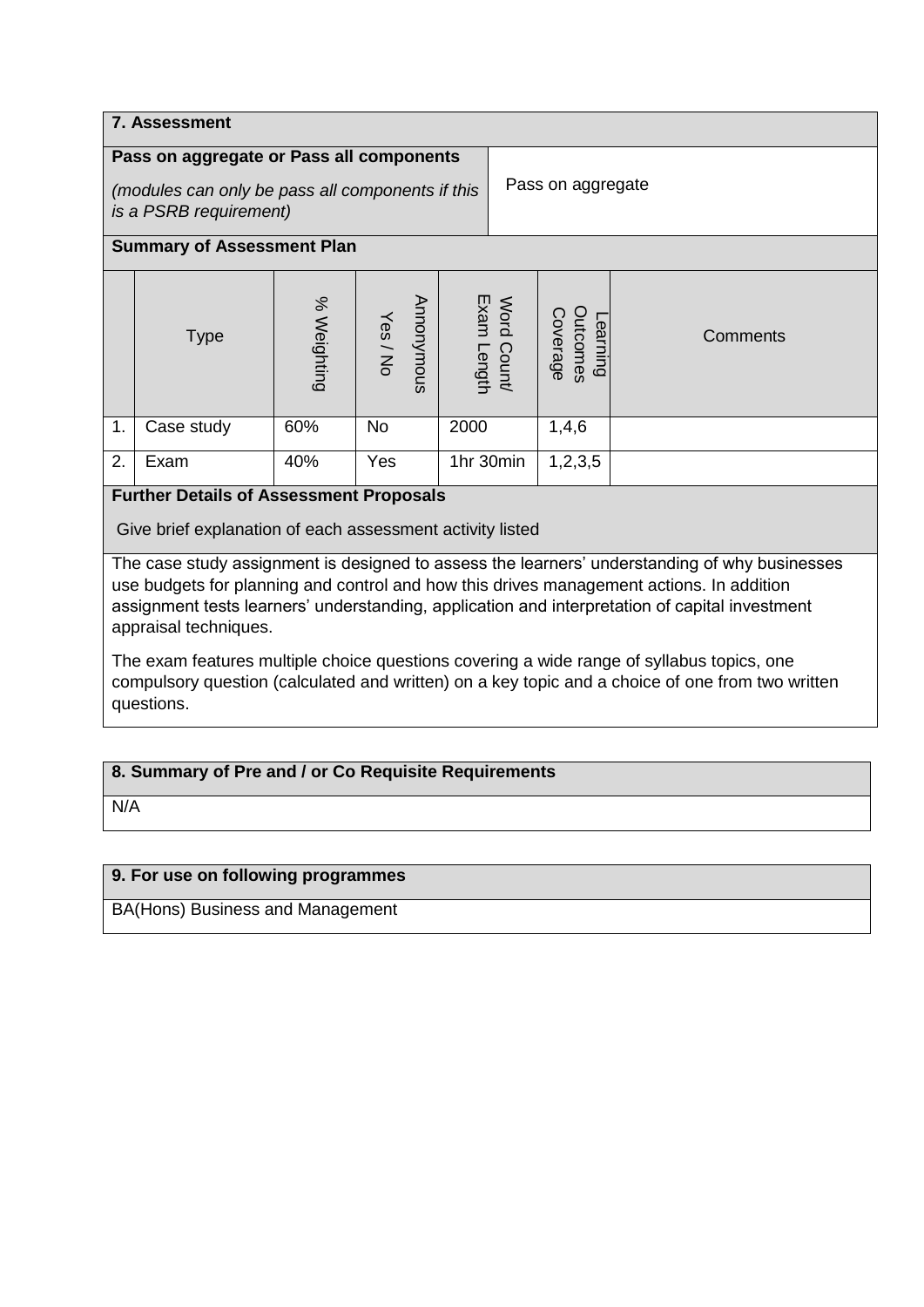## 7. Assessment

**Pass on aggregate or Pass all components**

*(modules can only be pass all components if this is a PSRB requirement)*

Pass on aggregate

**Summary of Assessment Plan**

| | Type | % Weighting | Annonymous Yes / No | Word Count/ Exam Length | Learning Outcomes Coverage | Comments |
|---|---|---|---|---|---|---|
| 1. | Case study | 60% | No | 2000 | 1,4,6 | |
| 2. | Exam | 40% | Yes | 1hr 30min | 1,2,3,5 | |

**Further Details of Assessment Proposals**

Give brief explanation of each assessment activity listed

The case study assignment is designed to assess the learners' understanding of why businesses use budgets for planning and control and how this drives management actions. In addition assignment tests learners' understanding, application and interpretation of capital investment appraisal techniques.

The exam features multiple choice questions covering a wide range of syllabus topics, one compulsory question (calculated and written) on a key topic and a choice of one from two written questions.

## 8. Summary of Pre and / or Co Requisite Requirements

N/A

## 9. For use on following programmes

BA(Hons) Business and Management